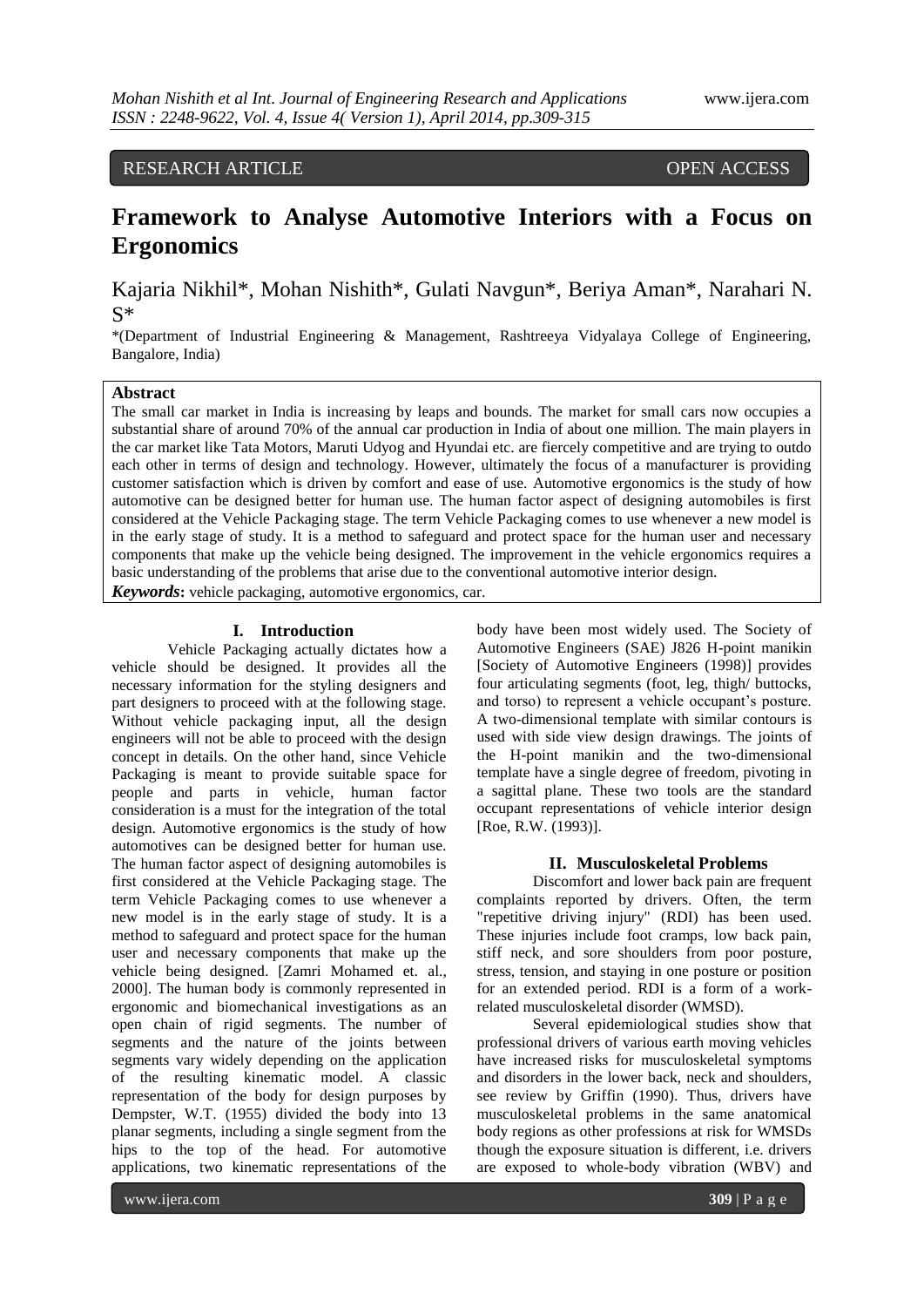RESEARCH ARTICLE OPEN ACCESS

# Framework to Analyse Automotive Interiors with a Focus on Ergonomics

Kajaria Nikhil*, Mohan Nishith*, Gulati Navgun*, Beriya Aman*, Narahari N. S*

*(Department of Industrial Engineering & Management, Rashtreeya Vidyalaya College of Engineering, Bangalore, India)

## Abstract

The small car market in India is increasing by leaps and bounds. The market for small cars now occupies a substantial share of around 70% of the annual car production in India of about one million. The main players in the car market like Tata Motors, Maruti Udyog and Hyundai etc. are fiercely competitive and are trying to outdo each other in terms of design and technology. However, ultimately the focus of a manufacturer is providing customer satisfaction which is driven by comfort and ease of use. Automotive ergonomics is the study of how automotive can be designed better for human use. The human factor aspect of designing automobiles is first considered at the Vehicle Packaging stage. The term Vehicle Packaging comes to use whenever a new model is in the early stage of study. It is a method to safeguard and protect space for the human user and necessary components that make up the vehicle being designed. The improvement in the vehicle ergonomics requires a basic understanding of the problems that arise due to the conventional automotive interior design.

***Keywords*:** vehicle packaging, automotive ergonomics, car.

## I. Introduction

Vehicle Packaging actually dictates how a vehicle should be designed. It provides all the necessary information for the styling designers and part designers to proceed with at the following stage. Without vehicle packaging input, all the design engineers will not be able to proceed with the design concept in details. On the other hand, since Vehicle Packaging is meant to provide suitable space for people and parts in vehicle, human factor consideration is a must for the integration of the total design. Automotive ergonomics is the study of how automotives can be designed better for human use. The human factor aspect of designing automobiles is first considered at the Vehicle Packaging stage. The term Vehicle Packaging comes to use whenever a new model is in the early stage of study. It is a method to safeguard and protect space for the human user and necessary components that make up the vehicle being designed. [Zamri Mohamed et. al., 2000]. The human body is commonly represented in ergonomic and biomechanical investigations as an open chain of rigid segments. The number of segments and the nature of the joints between segments vary widely depending on the application of the resulting kinematic model. A classic representation of the body for design purposes by Dempster, W.T. (1955) divided the body into 13 planar segments, including a single segment from the hips to the top of the head. For automotive applications, two kinematic representations of the body have been most widely used. The Society of Automotive Engineers (SAE) J826 H-point manikin [Society of Automotive Engineers (1998)] provides four articulating segments (foot, leg, thigh/ buttocks, and torso) to represent a vehicle occupant's posture. A two-dimensional template with similar contours is used with side view design drawings. The joints of the H-point manikin and the two-dimensional template have a single degree of freedom, pivoting in a sagittal plane. These two tools are the standard occupant representations of vehicle interior design [Roe, R.W. (1993)].

## II. Musculoskeletal Problems

Discomfort and lower back pain are frequent complaints reported by drivers. Often, the term "repetitive driving injury" (RDI) has been used. These injuries include foot cramps, low back pain, stiff neck, and sore shoulders from poor posture, stress, tension, and staying in one posture or position for an extended period. RDI is a form of a work-related musculoskeletal disorder (WMSD).

Several epidemiological studies show that professional drivers of various earth moving vehicles have increased risks for musculoskeletal symptoms and disorders in the lower back, neck and shoulders, see review by Griffin (1990). Thus, drivers have musculoskeletal problems in the same anatomical body regions as other professions at risk for WMSDs though the exposure situation is different, i.e. drivers are exposed to whole-body vibration (WBV) and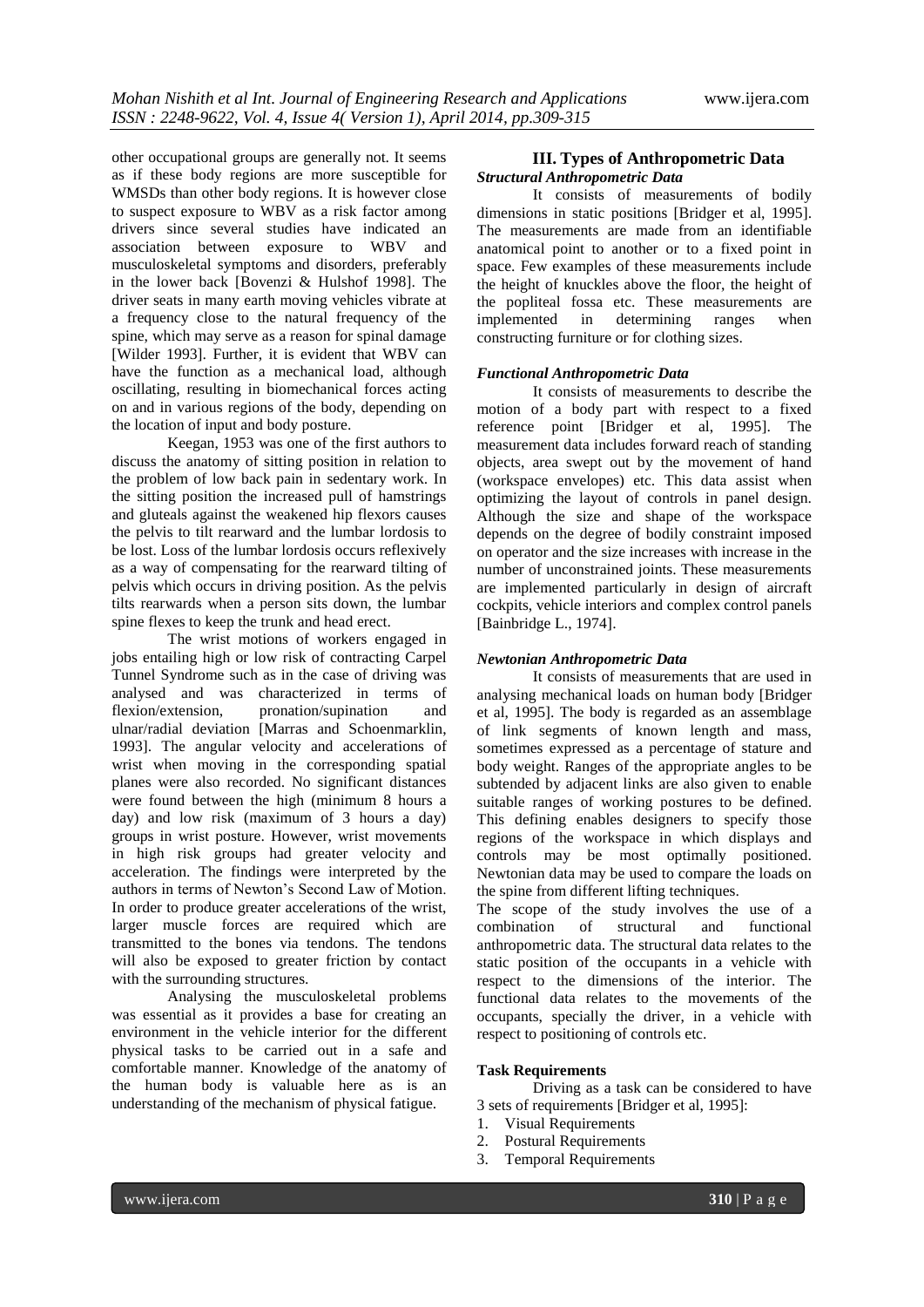other occupational groups are generally not. It seems as if these body regions are more susceptible for WMSDs than other body regions. It is however close to suspect exposure to WBV as a risk factor among drivers since several studies have indicated an association between exposure to WBV and musculoskeletal symptoms and disorders, preferably in the lower back [Bovenzi & Hulshof 1998]. The driver seats in many earth moving vehicles vibrate at a frequency close to the natural frequency of the spine, which may serve as a reason for spinal damage [Wilder 1993]. Further, it is evident that WBV can have the function as a mechanical load, although oscillating, resulting in biomechanical forces acting on and in various regions of the body, depending on the location of input and body posture.

Keegan, 1953 was one of the first authors to discuss the anatomy of sitting position in relation to the problem of low back pain in sedentary work. In the sitting position the increased pull of hamstrings and gluteals against the weakened hip flexors causes the pelvis to tilt rearward and the lumbar lordosis to be lost. Loss of the lumbar lordosis occurs reflexively as a way of compensating for the rearward tilting of pelvis which occurs in driving position. As the pelvis tilts rearwards when a person sits down, the lumbar spine flexes to keep the trunk and head erect.

The wrist motions of workers engaged in jobs entailing high or low risk of contracting Carpel Tunnel Syndrome such as in the case of driving was analysed and was characterized in terms of flexion/extension, pronation/supination and ulnar/radial deviation [Marras and Schoenmarklin, 1993]. The angular velocity and accelerations of wrist when moving in the corresponding spatial planes were also recorded. No significant distances were found between the high (minimum 8 hours a day) and low risk (maximum of 3 hours a day) groups in wrist posture. However, wrist movements in high risk groups had greater velocity and acceleration. The findings were interpreted by the authors in terms of Newton's Second Law of Motion. In order to produce greater accelerations of the wrist, larger muscle forces are required which are transmitted to the bones via tendons. The tendons will also be exposed to greater friction by contact with the surrounding structures.

Analysing the musculoskeletal problems was essential as it provides a base for creating an environment in the vehicle interior for the different physical tasks to be carried out in a safe and comfortable manner. Knowledge of the anatomy of the human body is valuable here as is an understanding of the mechanism of physical fatigue.

## III. Types of Anthropometric Data

### *Structural Anthropometric Data*

It consists of measurements of bodily dimensions in static positions [Bridger et al, 1995]. The measurements are made from an identifiable anatomical point to another or to a fixed point in space. Few examples of these measurements include the height of knuckles above the floor, the height of the popliteal fossa etc. These measurements are implemented in determining ranges when constructing furniture or for clothing sizes.

### *Functional Anthropometric Data*

It consists of measurements to describe the motion of a body part with respect to a fixed reference point [Bridger et al, 1995]. The measurement data includes forward reach of standing objects, area swept out by the movement of hand (workspace envelopes) etc. This data assist when optimizing the layout of controls in panel design. Although the size and shape of the workspace depends on the degree of bodily constraint imposed on operator and the size increases with increase in the number of unconstrained joints. These measurements are implemented particularly in design of aircraft cockpits, vehicle interiors and complex control panels [Bainbridge L., 1974].

### *Newtonian Anthropometric Data*

It consists of measurements that are used in analysing mechanical loads on human body [Bridger et al, 1995]. The body is regarded as an assemblage of link segments of known length and mass, sometimes expressed as a percentage of stature and body weight. Ranges of the appropriate angles to be subtended by adjacent links are also given to enable suitable ranges of working postures to be defined. This defining enables designers to specify those regions of the workspace in which displays and controls may be most optimally positioned. Newtonian data may be used to compare the loads on the spine from different lifting techniques.

The scope of the study involves the use of a combination of structural and functional anthropometric data. The structural data relates to the static position of the occupants in a vehicle with respect to the dimensions of the interior. The functional data relates to the movements of the occupants, specially the driver, in a vehicle with respect to positioning of controls etc.

### Task Requirements

Driving as a task can be considered to have 3 sets of requirements [Bridger et al, 1995]:

1. Visual Requirements
2. Postural Requirements
3. Temporal Requirements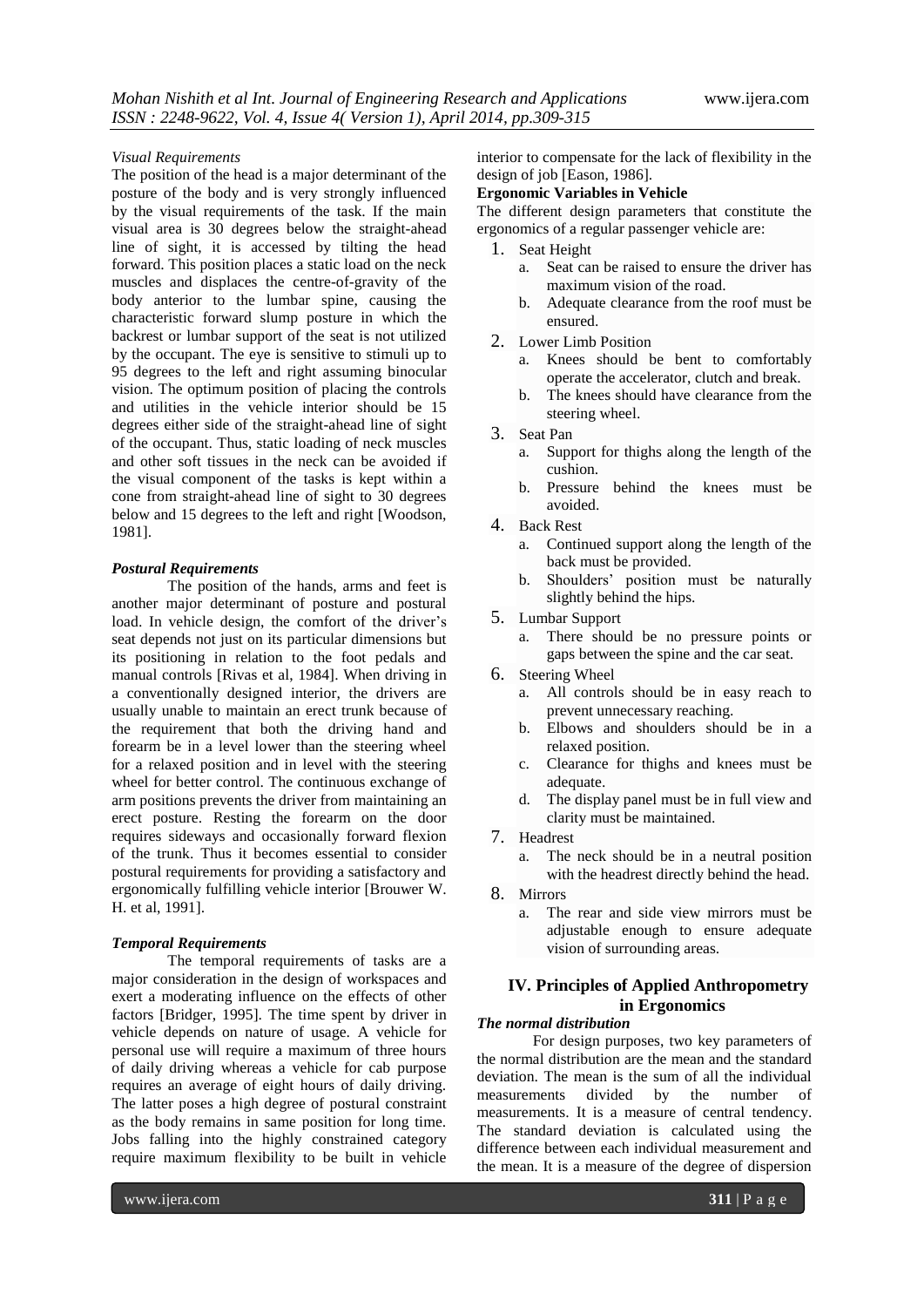*Visual Requirements*

The position of the head is a major determinant of the posture of the body and is very strongly influenced by the visual requirements of the task. If the main visual area is 30 degrees below the straight-ahead line of sight, it is accessed by tilting the head forward. This position places a static load on the neck muscles and displaces the centre-of-gravity of the body anterior to the lumbar spine, causing the characteristic forward slump posture in which the backrest or lumbar support of the seat is not utilized by the occupant. The eye is sensitive to stimuli up to 95 degrees to the left and right assuming binocular vision. The optimum position of placing the controls and utilities in the vehicle interior should be 15 degrees either side of the straight-ahead line of sight of the occupant. Thus, static loading of neck muscles and other soft tissues in the neck can be avoided if the visual component of the tasks is kept within a cone from straight-ahead line of sight to 30 degrees below and 15 degrees to the left and right [Woodson, 1981].

***Postural Requirements***

The position of the hands, arms and feet is another major determinant of posture and postural load. In vehicle design, the comfort of the driver's seat depends not just on its particular dimensions but its positioning in relation to the foot pedals and manual controls [Rivas et al, 1984]. When driving in a conventionally designed interior, the drivers are usually unable to maintain an erect trunk because of the requirement that both the driving hand and forearm be in a level lower than the steering wheel for a relaxed position and in level with the steering wheel for better control. The continuous exchange of arm positions prevents the driver from maintaining an erect posture. Resting the forearm on the door requires sideways and occasionally forward flexion of the trunk. Thus it becomes essential to consider postural requirements for providing a satisfactory and ergonomically fulfilling vehicle interior [Brouwer W. H. et al, 1991].

***Temporal Requirements***

The temporal requirements of tasks are a major consideration in the design of workspaces and exert a moderating influence on the effects of other factors [Bridger, 1995]. The time spent by driver in vehicle depends on nature of usage. A vehicle for personal use will require a maximum of three hours of daily driving whereas a vehicle for cab purpose requires an average of eight hours of daily driving. The latter poses a high degree of postural constraint as the body remains in same position for long time. Jobs falling into the highly constrained category require maximum flexibility to be built in vehicle interior to compensate for the lack of flexibility in the design of job [Eason, 1986].

**Ergonomic Variables in Vehicle**

The different design parameters that constitute the ergonomics of a regular passenger vehicle are:

1. Seat Height
   a. Seat can be raised to ensure the driver has maximum vision of the road.
   b. Adequate clearance from the roof must be ensured.
2. Lower Limb Position
   a. Knees should be bent to comfortably operate the accelerator, clutch and break.
   b. The knees should have clearance from the steering wheel.
3. Seat Pan
   a. Support for thighs along the length of the cushion.
   b. Pressure behind the knees must be avoided.
4. Back Rest
   a. Continued support along the length of the back must be provided.
   b. Shoulders' position must be naturally slightly behind the hips.
5. Lumbar Support
   a. There should be no pressure points or gaps between the spine and the car seat.
6. Steering Wheel
   a. All controls should be in easy reach to prevent unnecessary reaching.
   b. Elbows and shoulders should be in a relaxed position.
   c. Clearance for thighs and knees must be adequate.
   d. The display panel must be in full view and clarity must be maintained.
7. Headrest
   a. The neck should be in a neutral position with the headrest directly behind the head.
8. Mirrors
   a. The rear and side view mirrors must be adjustable enough to ensure adequate vision of surrounding areas.

## IV. Principles of Applied Anthropometry in Ergonomics

***The normal distribution***

For design purposes, two key parameters of the normal distribution are the mean and the standard deviation. The mean is the sum of all the individual measurements divided by the number of measurements. It is a measure of central tendency. The standard deviation is calculated using the difference between each individual measurement and the mean. It is a measure of the degree of dispersion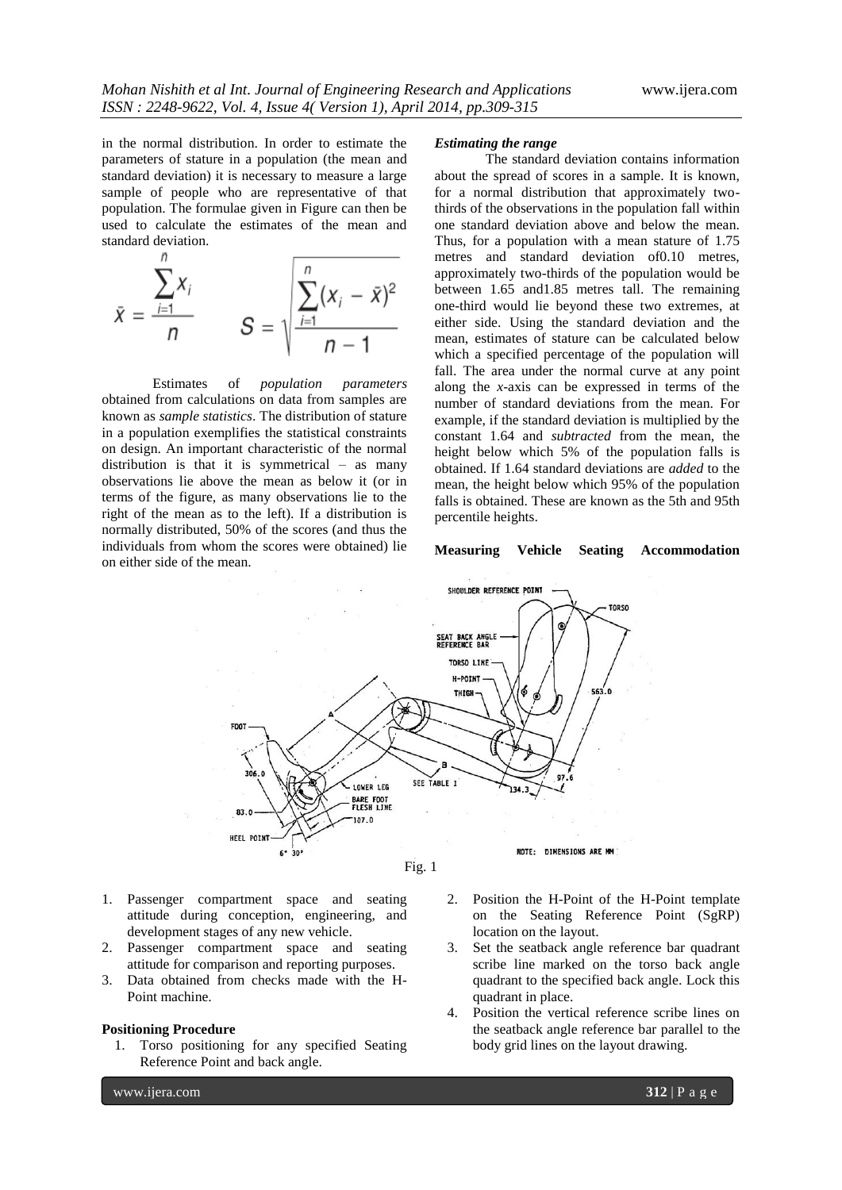in the normal distribution. In order to estimate the parameters of stature in a population (the mean and standard deviation) it is necessary to measure a large sample of people who are representative of that population. The formulae given in Figure can then be used to calculate the estimates of the mean and standard deviation.

$$\bar{X} = \frac{\sum_{i=1}^{n} X_i}{n} \qquad S = \sqrt{\frac{\sum_{i=1}^{n}(X_i - \bar{X})^2}{n-1}}$$

Estimates of *population parameters* obtained from calculations on data from samples are known as *sample statistics*. The distribution of stature in a population exemplifies the statistical constraints on design. An important characteristic of the normal distribution is that it is symmetrical – as many observations lie above the mean as below it (or in terms of the figure, as many observations lie to the right of the mean as to the left). If a distribution is normally distributed, 50% of the scores (and thus the individuals from whom the scores were obtained) lie on either side of the mean.

### *Estimating the range*

The standard deviation contains information about the spread of scores in a sample. It is known, for a normal distribution that approximately two-thirds of the observations in the population fall within one standard deviation above and below the mean. Thus, for a population with a mean stature of 1.75 metres and standard deviation of0.10 metres, approximately two-thirds of the population would be between 1.65 and1.85 metres tall. The remaining one-third would lie beyond these two extremes, at either side. Using the standard deviation and the mean, estimates of stature can be calculated below which a specified percentage of the population will fall. The area under the normal curve at any point along the *x*-axis can be expressed in terms of the number of standard deviations from the mean. For example, if the standard deviation is multiplied by the constant 1.64 and *subtracted* from the mean, the height below which 5% of the population falls is obtained. If 1.64 standard deviations are *added* to the mean, the height below which 95% of the population falls is obtained. These are known as the 5th and 95th percentile heights.

## Measuring Vehicle Seating Accommodation

Fig. 1

1. Passenger compartment space and seating attitude during conception, engineering, and development stages of any new vehicle.
2. Passenger compartment space and seating attitude for comparison and reporting purposes.
3. Data obtained from checks made with the H-Point machine.

### Positioning Procedure

1. Torso positioning for any specified Seating Reference Point and back angle.
2. Position the H-Point of the H-Point template on the Seating Reference Point (SgRP) location on the layout.
3. Set the seatback angle reference bar quadrant scribe line marked on the torso back angle quadrant to the specified back angle. Lock this quadrant in place.
4. Position the vertical reference scribe lines on the seatback angle reference bar parallel to the body grid lines on the layout drawing.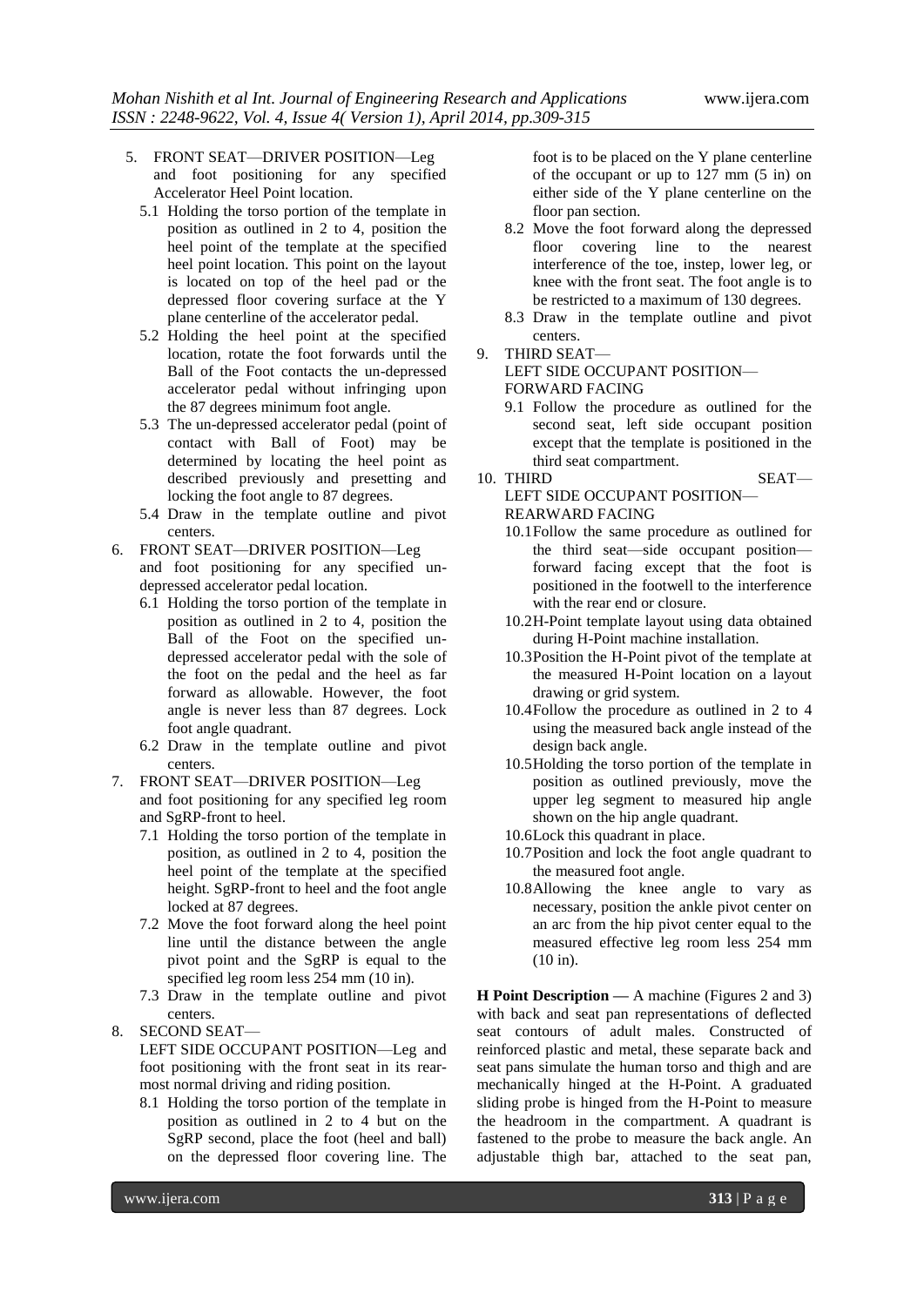5. FRONT SEAT—DRIVER POSITION—Leg and foot positioning for any specified Accelerator Heel Point location.
   - 5.1 Holding the torso portion of the template in position as outlined in 2 to 4, position the heel point of the template at the specified heel point location. This point on the layout is located on top of the heel pad or the depressed floor covering surface at the Y plane centerline of the accelerator pedal.
   - 5.2 Holding the heel point at the specified location, rotate the foot forwards until the Ball of the Foot contacts the un-depressed accelerator pedal without infringing upon the 87 degrees minimum foot angle.
   - 5.3 The un-depressed accelerator pedal (point of contact with Ball of Foot) may be determined by locating the heel point as described previously and presetting and locking the foot angle to 87 degrees.
   - 5.4 Draw in the template outline and pivot centers.
6. FRONT SEAT—DRIVER POSITION—Leg and foot positioning for any specified un-depressed accelerator pedal location.
   - 6.1 Holding the torso portion of the template in position as outlined in 2 to 4, position the Ball of the Foot on the specified un-depressed accelerator pedal with the sole of the foot on the pedal and the heel as far forward as allowable. However, the foot angle is never less than 87 degrees. Lock foot angle quadrant.
   - 6.2 Draw in the template outline and pivot centers.
7. FRONT SEAT—DRIVER POSITION—Leg and foot positioning for any specified leg room and SgRP-front to heel.
   - 7.1 Holding the torso portion of the template in position, as outlined in 2 to 4, position the heel point of the template at the specified height. SgRP-front to heel and the foot angle locked at 87 degrees.
   - 7.2 Move the foot forward along the heel point line until the distance between the angle pivot point and the SgRP is equal to the specified leg room less 254 mm (10 in).
   - 7.3 Draw in the template outline and pivot centers.
8. SECOND SEAT—
   LEFT SIDE OCCUPANT POSITION—Leg and foot positioning with the front seat in its rear-most normal driving and riding position.
   - 8.1 Holding the torso portion of the template in position as outlined in 2 to 4 but on the SgRP second, place the foot (heel and ball) on the depressed floor covering line. The foot is to be placed on the Y plane centerline of the occupant or up to 127 mm (5 in) on either side of the Y plane centerline on the floor pan section.
   - 8.2 Move the foot forward along the depressed floor covering line to the nearest interference of the toe, instep, lower leg, or knee with the front seat. The foot angle is to be restricted to a maximum of 130 degrees.
   - 8.3 Draw in the template outline and pivot centers.
9. THIRD SEAT—
   LEFT SIDE OCCUPANT POSITION—FORWARD FACING
   - 9.1 Follow the procedure as outlined for the second seat, left side occupant position except that the template is positioned in the third seat compartment.
10. THIRD SEAT—
    LEFT SIDE OCCUPANT POSITION—REARWARD FACING
    - 10.1 Follow the same procedure as outlined for the third seat—side occupant position—forward facing except that the foot is positioned in the footwell to the interference with the rear end or closure.
    - 10.2 H-Point template layout using data obtained during H-Point machine installation.
    - 10.3 Position the H-Point pivot of the template at the measured H-Point location on a layout drawing or grid system.
    - 10.4 Follow the procedure as outlined in 2 to 4 using the measured back angle instead of the design back angle.
    - 10.5 Holding the torso portion of the template in position as outlined previously, move the upper leg segment to measured hip angle shown on the hip angle quadrant.
    - 10.6 Lock this quadrant in place.
    - 10.7 Position and lock the foot angle quadrant to the measured foot angle.
    - 10.8 Allowing the knee angle to vary as necessary, position the ankle pivot center on an arc from the hip pivot center equal to the measured effective leg room less 254 mm (10 in).

**H Point Description —** A machine (Figures 2 and 3) with back and seat pan representations of deflected seat contours of adult males. Constructed of reinforced plastic and metal, these separate back and seat pans simulate the human torso and thigh and are mechanically hinged at the H-Point. A graduated sliding probe is hinged from the H-Point to measure the headroom in the compartment. A quadrant is fastened to the probe to measure the back angle. An adjustable thigh bar, attached to the seat pan,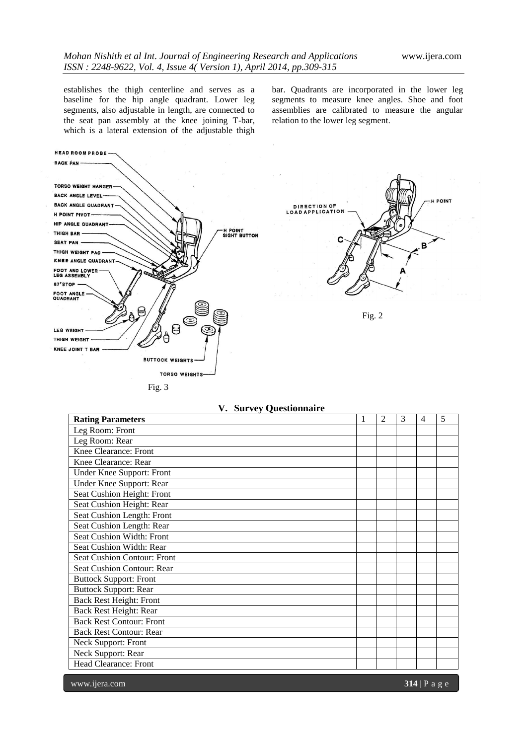establishes the thigh centerline and serves as a baseline for the hip angle quadrant. Lower leg segments, also adjustable in length, are connected to the seat pan assembly at the knee joining T-bar, which is a lateral extension of the adjustable thigh bar. Quadrants are incorporated in the lower leg segments to measure knee angles. Shoe and foot assemblies are calibrated to measure the angular relation to the lower leg segment.

Fig. 3

Fig. 2

## V. Survey Questionnaire

| Rating Parameters | 1 | 2 | 3 | 4 | 5 |
|---|---|---|---|---|---|
| Leg Room: Front | | | | | |
| Leg Room: Rear | | | | | |
| Knee Clearance: Front | | | | | |
| Knee Clearance: Rear | | | | | |
| Under Knee Support: Front | | | | | |
| Under Knee Support: Rear | | | | | |
| Seat Cushion Height: Front | | | | | |
| Seat Cushion Height: Rear | | | | | |
| Seat Cushion Length: Front | | | | | |
| Seat Cushion Length: Rear | | | | | |
| Seat Cushion Width: Front | | | | | |
| Seat Cushion Width: Rear | | | | | |
| Seat Cushion Contour: Front | | | | | |
| Seat Cushion Contour: Rear | | | | | |
| Buttock Support: Front | | | | | |
| Buttock Support: Rear | | | | | |
| Back Rest Height: Front | | | | | |
| Back Rest Height: Rear | | | | | |
| Back Rest Contour: Front | | | | | |
| Back Rest Contour: Rear | | | | | |
| Neck Support: Front | | | | | |
| Neck Support: Rear | | | | | |
| Head Clearance: Front | | | | | |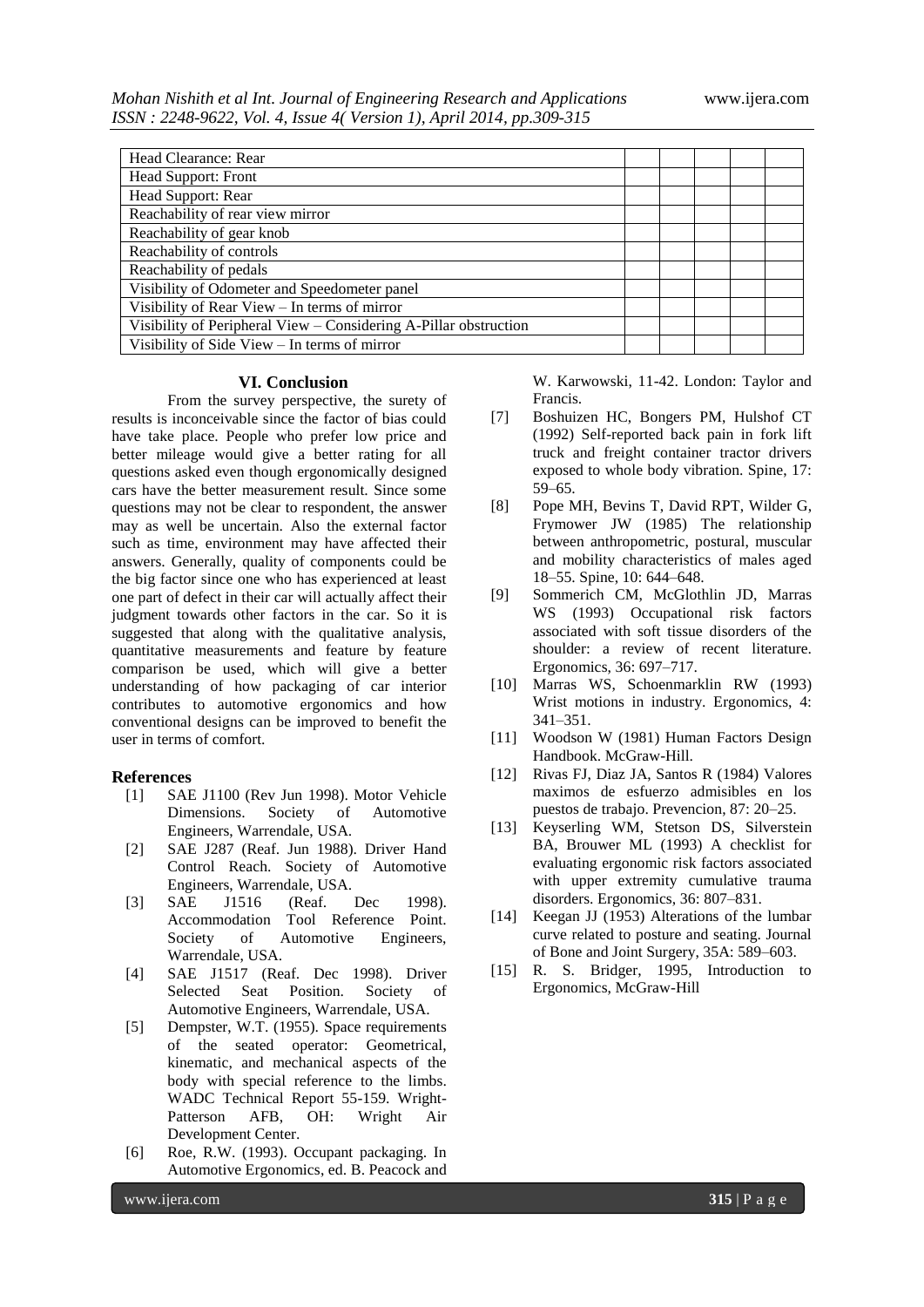| | | | | | |
|---|---|---|---|---|---|
| Head Clearance: Rear | | | | | |
| Head Support: Front | | | | | |
| Head Support: Rear | | | | | |
| Reachability of rear view mirror | | | | | |
| Reachability of gear knob | | | | | |
| Reachability of controls | | | | | |
| Reachability of pedals | | | | | |
| Visibility of Odometer and Speedometer panel | | | | | |
| Visibility of Rear View – In terms of mirror | | | | | |
| Visibility of Peripheral View – Considering A-Pillar obstruction | | | | | |
| Visibility of Side View – In terms of mirror | | | | | |

## VI. Conclusion

From the survey perspective, the surety of results is inconceivable since the factor of bias could have take place. People who prefer low price and better mileage would give a better rating for all questions asked even though ergonomically designed cars have the better measurement result. Since some questions may not be clear to respondent, the answer may as well be uncertain. Also the external factor such as time, environment may have affected their answers. Generally, quality of components could be the big factor since one who has experienced at least one part of defect in their car will actually affect their judgment towards other factors in the car. So it is suggested that along with the qualitative analysis, quantitative measurements and feature by feature comparison be used, which will give a better understanding of how packaging of car interior contributes to automotive ergonomics and how conventional designs can be improved to benefit the user in terms of comfort.

## References

[1] SAE J1100 (Rev Jun 1998). Motor Vehicle Dimensions. Society of Automotive Engineers, Warrendale, USA.

[2] SAE J287 (Reaf. Jun 1988). Driver Hand Control Reach. Society of Automotive Engineers, Warrendale, USA.

[3] SAE J1516 (Reaf. Dec 1998). Accommodation Tool Reference Point. Society of Automotive Engineers, Warrendale, USA.

[4] SAE J1517 (Reaf. Dec 1998). Driver Selected Seat Position. Society of Automotive Engineers, Warrendale, USA.

[5] Dempster, W.T. (1955). Space requirements of the seated operator: Geometrical, kinematic, and mechanical aspects of the body with special reference to the limbs. WADC Technical Report 55-159. Wright-Patterson AFB, OH: Wright Air Development Center.

[6] Roe, R.W. (1993). Occupant packaging. In Automotive Ergonomics, ed. B. Peacock and W. Karwowski, 11-42. London: Taylor and Francis.

[7] Boshuizen HC, Bongers PM, Hulshof CT (1992) Self-reported back pain in fork lift truck and freight container tractor drivers exposed to whole body vibration. Spine, 17: 59–65.

[8] Pope MH, Bevins T, David RPT, Wilder G, Frymower JW (1985) The relationship between anthropometric, postural, muscular and mobility characteristics of males aged 18–55. Spine, 10: 644–648.

[9] Sommerich CM, McGlothlin JD, Marras WS (1993) Occupational risk factors associated with soft tissue disorders of the shoulder: a review of recent literature. Ergonomics, 36: 697–717.

[10] Marras WS, Schoenmarklin RW (1993) Wrist motions in industry. Ergonomics, 4: 341–351.

[11] Woodson W (1981) Human Factors Design Handbook. McGraw-Hill.

[12] Rivas FJ, Diaz JA, Santos R (1984) Valores maximos de esfuerzo admisibles en los puestos de trabajo. Prevencion, 87: 20–25.

[13] Keyserling WM, Stetson DS, Silverstein BA, Brouwer ML (1993) A checklist for evaluating ergonomic risk factors associated with upper extremity cumulative trauma disorders. Ergonomics, 36: 807–831.

[14] Keegan JJ (1953) Alterations of the lumbar curve related to posture and seating. Journal of Bone and Joint Surgery, 35A: 589–603.

[15] R. S. Bridger, 1995, Introduction to Ergonomics, McGraw-Hill